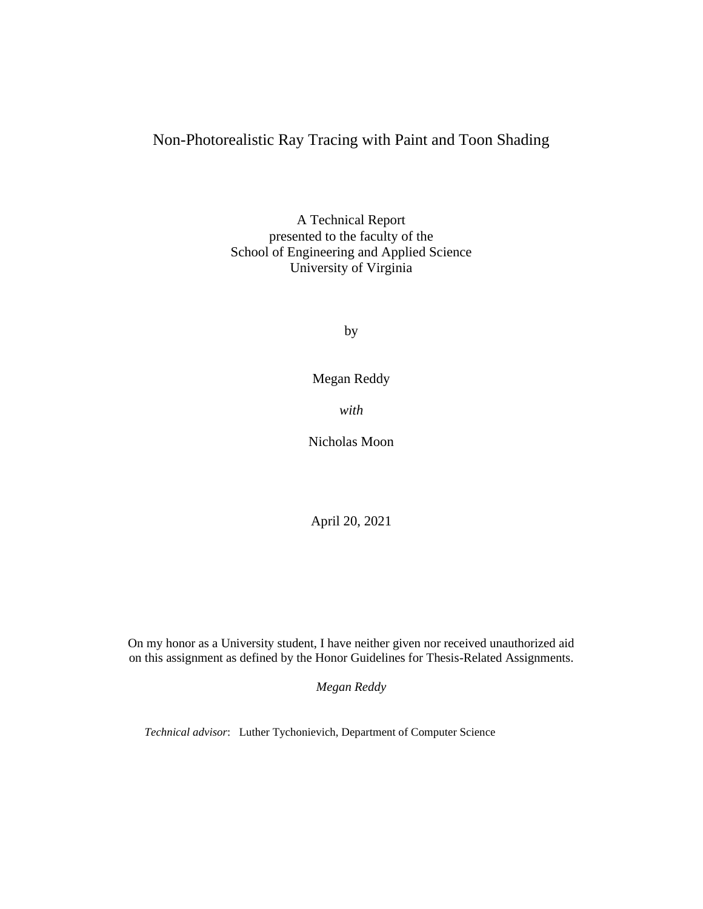# Non-Photorealistic Ray Tracing with Paint and Toon Shading

A Technical Report
presented to the faculty of the
School of Engineering and Applied Science
University of Virginia

by

Megan Reddy

*with*

Nicholas Moon

April 20, 2021

On my honor as a University student, I have neither given nor received unauthorized aid on this assignment as defined by the Honor Guidelines for Thesis-Related Assignments.

*Megan Reddy*

*Technical advisor*: Luther Tychonievich, Department of Computer Science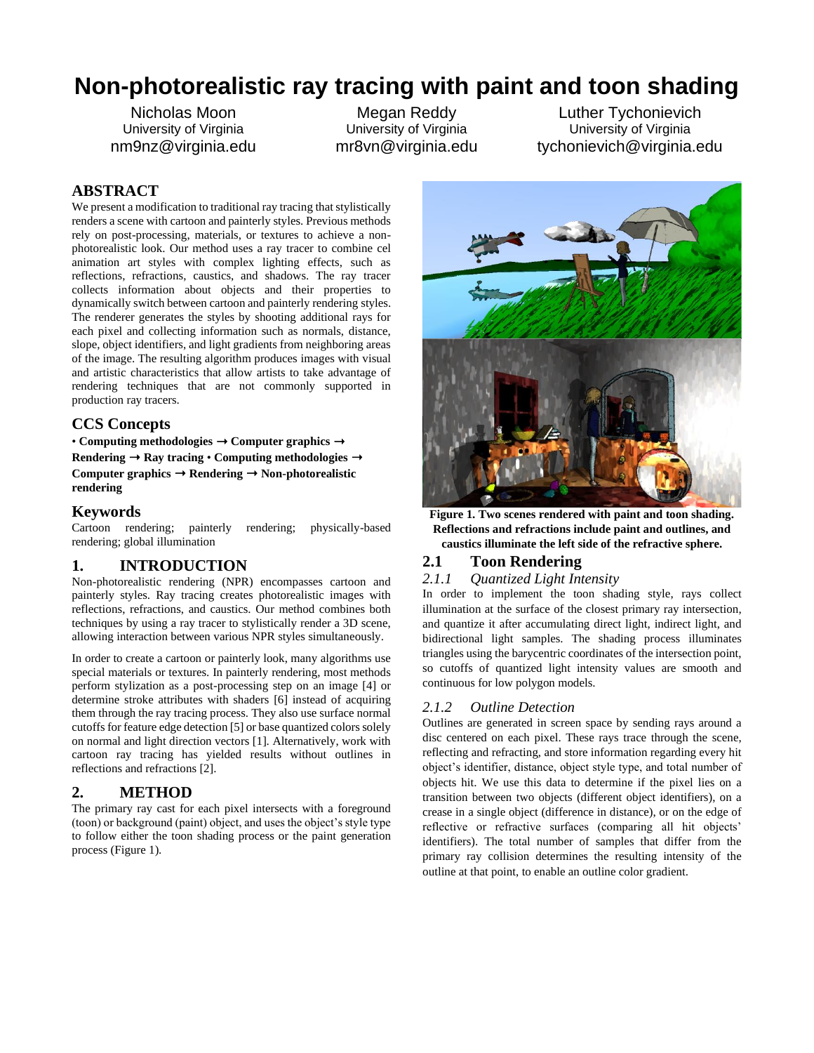# Non-photorealistic ray tracing with paint and toon shading

Nicholas Moon
University of Virginia
nm9nz@virginia.edu

Megan Reddy
University of Virginia
mr8vn@virginia.edu

Luther Tychonievich
University of Virginia
tychonievich@virginia.edu

## ABSTRACT

We present a modification to traditional ray tracing that stylistically renders a scene with cartoon and painterly styles. Previous methods rely on post-processing, materials, or textures to achieve a non-photorealistic look. Our method uses a ray tracer to combine cel animation art styles with complex lighting effects, such as reflections, refractions, caustics, and shadows. The ray tracer collects information about objects and their properties to dynamically switch between cartoon and painterly rendering styles. The renderer generates the styles by shooting additional rays for each pixel and collecting information such as normals, distance, slope, object identifiers, and light gradients from neighboring areas of the image. The resulting algorithm produces images with visual and artistic characteristics that allow artists to take advantage of rendering techniques that are not commonly supported in production ray tracers.

## CCS Concepts

• **Computing methodologies → Computer graphics → Rendering → Ray tracing** • **Computing methodologies → Computer graphics → Rendering → Non-photorealistic rendering**

## Keywords

Cartoon rendering; painterly rendering; physically-based rendering; global illumination

## 1. INTRODUCTION

Non-photorealistic rendering (NPR) encompasses cartoon and painterly styles. Ray tracing creates photorealistic images with reflections, refractions, and caustics. Our method combines both techniques by using a ray tracer to stylistically render a 3D scene, allowing interaction between various NPR styles simultaneously.

In order to create a cartoon or painterly look, many algorithms use special materials or textures. In painterly rendering, most methods perform stylization as a post-processing step on an image [4] or determine stroke attributes with shaders [6] instead of acquiring them through the ray tracing process. They also use surface normal cutoffs for feature edge detection [5] or base quantized colors solely on normal and light direction vectors [1]. Alternatively, work with cartoon ray tracing has yielded results without outlines in reflections and refractions [2].

## 2. METHOD

The primary ray cast for each pixel intersects with a foreground (toon) or background (paint) object, and uses the object's style type to follow either the toon shading process or the paint generation process (Figure 1).

**Figure 1. Two scenes rendered with paint and toon shading. Reflections and refractions include paint and outlines, and caustics illuminate the left side of the refractive sphere.**

### 2.1 Toon Rendering

#### *2.1.1 Quantized Light Intensity*

In order to implement the toon shading style, rays collect illumination at the surface of the closest primary ray intersection, and quantize it after accumulating direct light, indirect light, and bidirectional light samples. The shading process illuminates triangles using the barycentric coordinates of the intersection point, so cutoffs of quantized light intensity values are smooth and continuous for low polygon models.

#### *2.1.2 Outline Detection*

Outlines are generated in screen space by sending rays around a disc centered on each pixel. These rays trace through the scene, reflecting and refracting, and store information regarding every hit object's identifier, distance, object style type, and total number of objects hit. We use this data to determine if the pixel lies on a transition between two objects (different object identifiers), on a crease in a single object (difference in distance), or on the edge of reflective or refractive surfaces (comparing all hit objects' identifiers). The total number of samples that differ from the primary ray collision determines the resulting intensity of the outline at that point, to enable an outline color gradient.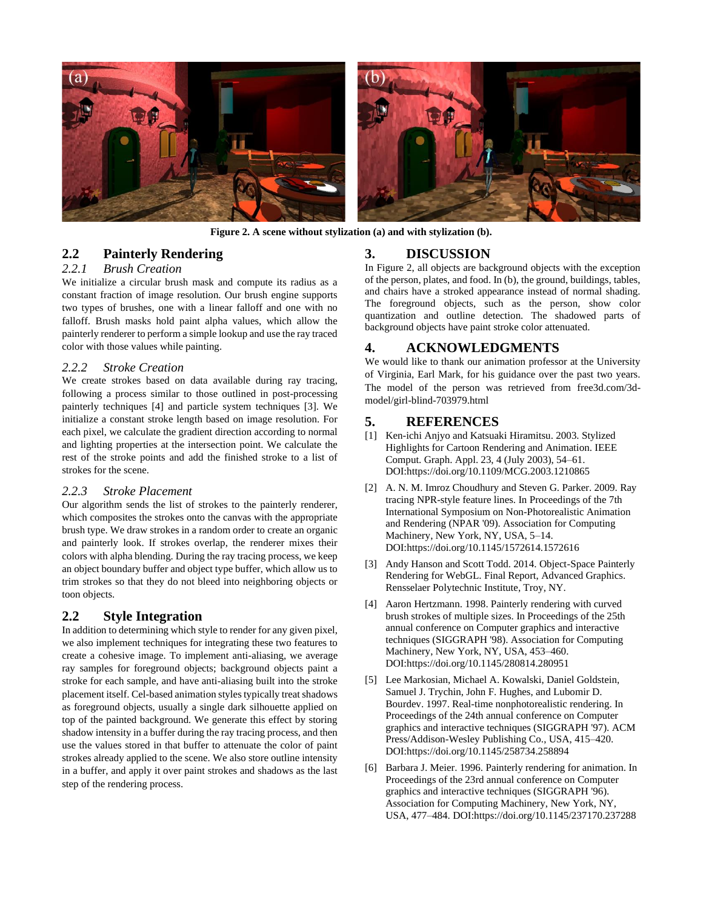Figure 2. A scene without stylization (a) and with stylization (b).

## 2.2 Painterly Rendering

### 2.2.1 Brush Creation

We initialize a circular brush mask and compute its radius as a constant fraction of image resolution. Our brush engine supports two types of brushes, one with a linear falloff and one with no falloff. Brush masks hold paint alpha values, which allow the painterly renderer to perform a simple lookup and use the ray traced color with those values while painting.

### 2.2.2 Stroke Creation

We create strokes based on data available during ray tracing, following a process similar to those outlined in post-processing painterly techniques [4] and particle system techniques [3]. We initialize a constant stroke length based on image resolution. For each pixel, we calculate the gradient direction according to normal and lighting properties at the intersection point. We calculate the rest of the stroke points and add the finished stroke to a list of strokes for the scene.

### 2.2.3 Stroke Placement

Our algorithm sends the list of strokes to the painterly renderer, which composites the strokes onto the canvas with the appropriate brush type. We draw strokes in a random order to create an organic and painterly look. If strokes overlap, the renderer mixes their colors with alpha blending. During the ray tracing process, we keep an object boundary buffer and object type buffer, which allow us to trim strokes so that they do not bleed into neighboring objects or toon objects.

## 2.2 Style Integration

In addition to determining which style to render for any given pixel, we also implement techniques for integrating these two features to create a cohesive image. To implement anti-aliasing, we average ray samples for foreground objects; background objects paint a stroke for each sample, and have anti-aliasing built into the stroke placement itself. Cel-based animation styles typically treat shadows as foreground objects, usually a single dark silhouette applied on top of the painted background. We generate this effect by storing shadow intensity in a buffer during the ray tracing process, and then use the values stored in that buffer to attenuate the color of paint strokes already applied to the scene. We also store outline intensity in a buffer, and apply it over paint strokes and shadows as the last step of the rendering process.

# 3. DISCUSSION

In Figure 2, all objects are background objects with the exception of the person, plates, and food. In (b), the ground, buildings, tables, and chairs have a stroked appearance instead of normal shading. The foreground objects, such as the person, show color quantization and outline detection. The shadowed parts of background objects have paint stroke color attenuated.

# 4. ACKNOWLEDGMENTS

We would like to thank our animation professor at the University of Virginia, Earl Mark, for his guidance over the past two years. The model of the person was retrieved from free3d.com/3d-model/girl-blind-703979.html

# 5. REFERENCES

[1] Ken-ichi Anjyo and Katsuaki Hiramitsu. 2003. Stylized Highlights for Cartoon Rendering and Animation. IEEE Comput. Graph. Appl. 23, 4 (July 2003), 54–61. DOI:https://doi.org/10.1109/MCG.2003.1210865

[2] A. N. M. Imroz Choudhury and Steven G. Parker. 2009. Ray tracing NPR-style feature lines. In Proceedings of the 7th International Symposium on Non-Photorealistic Animation and Rendering (NPAR '09). Association for Computing Machinery, New York, NY, USA, 5–14. DOI:https://doi.org/10.1145/1572614.1572616

[3] Andy Hanson and Scott Todd. 2014. Object-Space Painterly Rendering for WebGL. Final Report, Advanced Graphics. Rensselaer Polytechnic Institute, Troy, NY.

[4] Aaron Hertzmann. 1998. Painterly rendering with curved brush strokes of multiple sizes. In Proceedings of the 25th annual conference on Computer graphics and interactive techniques (SIGGRAPH '98). Association for Computing Machinery, New York, NY, USA, 453–460. DOI:https://doi.org/10.1145/280814.280951

[5] Lee Markosian, Michael A. Kowalski, Daniel Goldstein, Samuel J. Trychin, John F. Hughes, and Lubomir D. Bourdev. 1997. Real-time nonphotorealistic rendering. In Proceedings of the 24th annual conference on Computer graphics and interactive techniques (SIGGRAPH '97). ACM Press/Addison-Wesley Publishing Co., USA, 415–420. DOI:https://doi.org/10.1145/258734.258894

[6] Barbara J. Meier. 1996. Painterly rendering for animation. In Proceedings of the 23rd annual conference on Computer graphics and interactive techniques (SIGGRAPH '96). Association for Computing Machinery, New York, NY, USA, 477–484. DOI:https://doi.org/10.1145/237170.237288